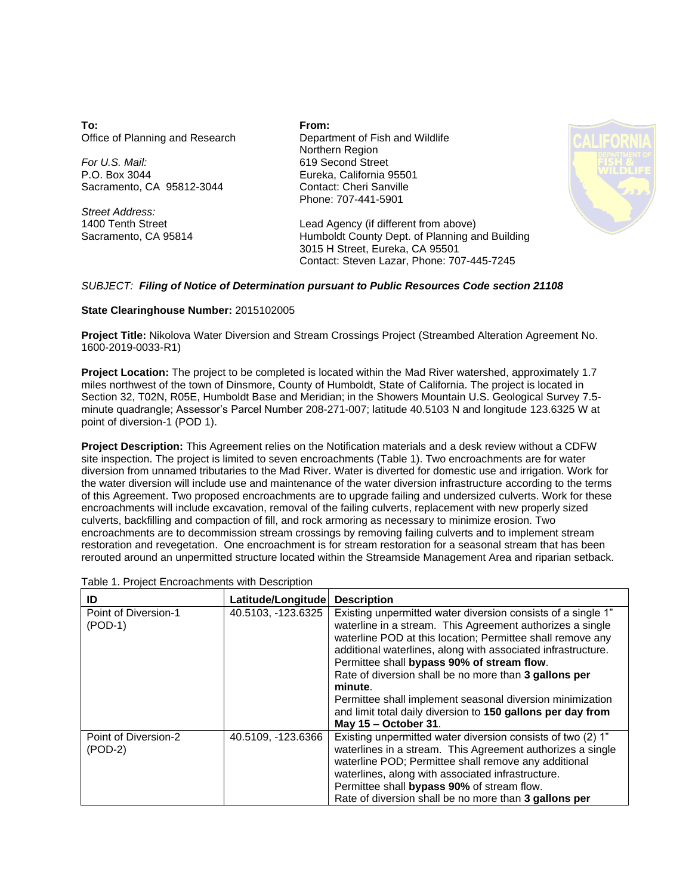**To:**
Office of Planning and Research

*For U.S. Mail:*
P.O. Box 3044
Sacramento, CA 95812-3044

*Street Address:*
1400 Tenth Street
Sacramento, CA 95814

**From:**
Department of Fish and Wildlife
Northern Region
619 Second Street
Eureka, California 95501
Contact: Cheri Sanville
Phone: 707-441-5901

Lead Agency (if different from above)
Humboldt County Dept. of Planning and Building
3015 H Street, Eureka, CA 95501
Contact: Steven Lazar, Phone: 707-445-7245

*SUBJECT:* ***Filing of Notice of Determination pursuant to Public Resources Code section 21108***

**State Clearinghouse Number:** 2015102005

**Project Title:** Nikolova Water Diversion and Stream Crossings Project (Streambed Alteration Agreement No. 1600-2019-0033-R1)

**Project Location:** The project to be completed is located within the Mad River watershed, approximately 1.7 miles northwest of the town of Dinsmore, County of Humboldt, State of California. The project is located in Section 32, T02N, R05E, Humboldt Base and Meridian; in the Showers Mountain U.S. Geological Survey 7.5-minute quadrangle; Assessor's Parcel Number 208-271-007; latitude 40.5103 N and longitude 123.6325 W at point of diversion-1 (POD 1).

**Project Description:** This Agreement relies on the Notification materials and a desk review without a CDFW site inspection. The project is limited to seven encroachments (Table 1). Two encroachments are for water diversion from unnamed tributaries to the Mad River. Water is diverted for domestic use and irrigation. Work for the water diversion will include use and maintenance of the water diversion infrastructure according to the terms of this Agreement. Two proposed encroachments are to upgrade failing and undersized culverts. Work for these encroachments will include excavation, removal of the failing culverts, replacement with new properly sized culverts, backfilling and compaction of fill, and rock armoring as necessary to minimize erosion. Two encroachments are to decommission stream crossings by removing failing culverts and to implement stream restoration and revegetation. One encroachment is for stream restoration for a seasonal stream that has been rerouted around an unpermitted structure located within the Streamside Management Area and riparian setback.

Table 1. Project Encroachments with Description

| ID | Latitude/Longitude | Description |
| --- | --- | --- |
| Point of Diversion-1 (POD-1) | 40.5103, -123.6325 | Existing unpermitted water diversion consists of a single 1" waterline in a stream. This Agreement authorizes a single waterline POD at this location; Permittee shall remove any additional waterlines, along with associated infrastructure. Permittee shall **bypass 90% of stream flow**. Rate of diversion shall be no more than **3 gallons per minute**. Permittee shall implement seasonal diversion minimization and limit total daily diversion to **150 gallons per day from May 15 – October 31**. |
| Point of Diversion-2 (POD-2) | 40.5109, -123.6366 | Existing unpermitted water diversion consists of two (2) 1" waterlines in a stream. This Agreement authorizes a single waterline POD; Permittee shall remove any additional waterlines, along with associated infrastructure. Permittee shall **bypass 90%** of stream flow. Rate of diversion shall be no more than **3 gallons per** |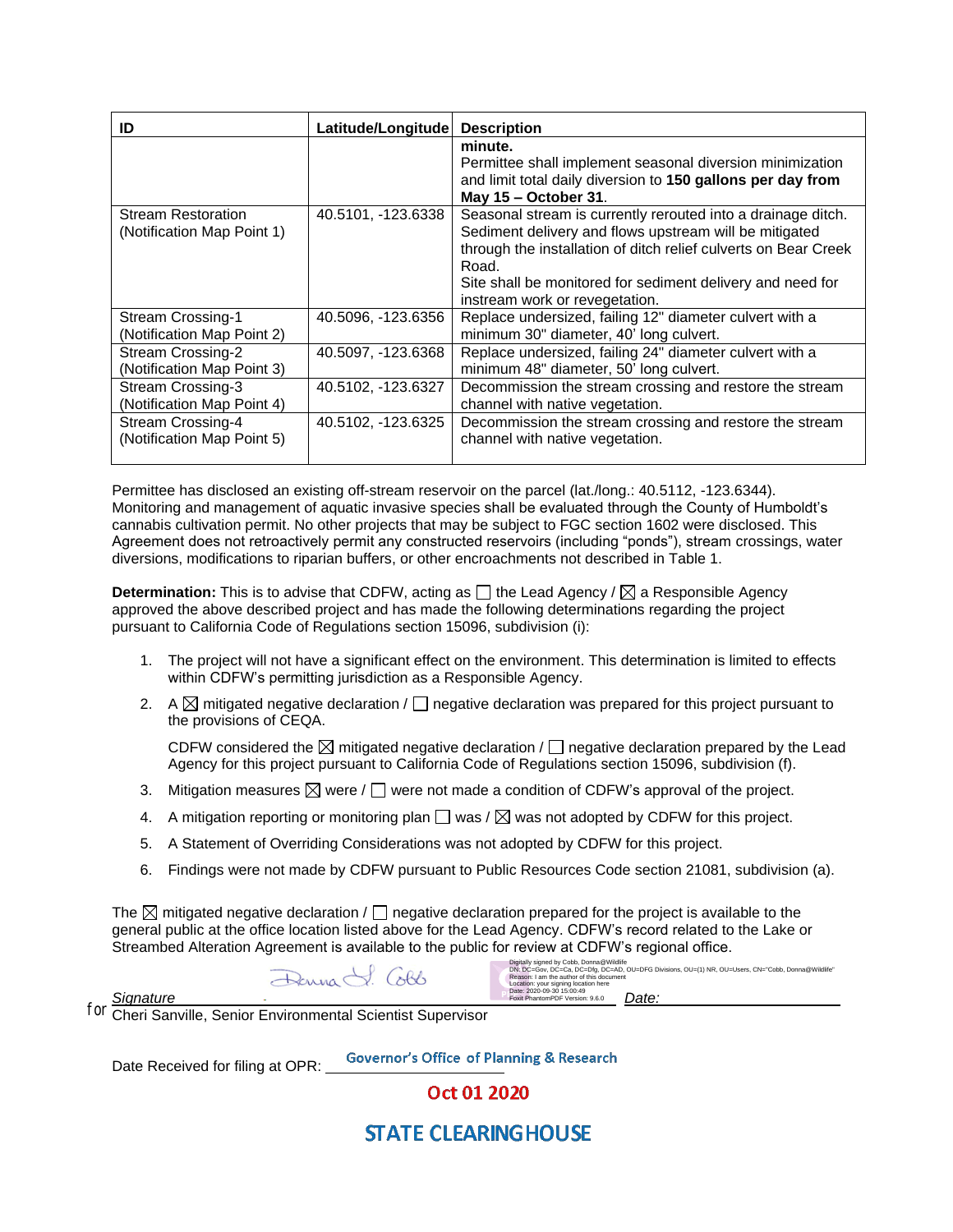| ID | Latitude/Longitude | Description |
|---|---|---|
| | | **minute.** Permittee shall implement seasonal diversion minimization and limit total daily diversion to **150 gallons per day from May 15 – October 31**. |
| Stream Restoration (Notification Map Point 1) | 40.5101, -123.6338 | Seasonal stream is currently rerouted into a drainage ditch. Sediment delivery and flows upstream will be mitigated through the installation of ditch relief culverts on Bear Creek Road. Site shall be monitored for sediment delivery and need for instream work or revegetation. |
| Stream Crossing-1 (Notification Map Point 2) | 40.5096, -123.6356 | Replace undersized, failing 12" diameter culvert with a minimum 30" diameter, 40' long culvert. |
| Stream Crossing-2 (Notification Map Point 3) | 40.5097, -123.6368 | Replace undersized, failing 24" diameter culvert with a minimum 48" diameter, 50' long culvert. |
| Stream Crossing-3 (Notification Map Point 4) | 40.5102, -123.6327 | Decommission the stream crossing and restore the stream channel with native vegetation. |
| Stream Crossing-4 (Notification Map Point 5) | 40.5102, -123.6325 | Decommission the stream crossing and restore the stream channel with native vegetation. |

Permittee has disclosed an existing off-stream reservoir on the parcel (lat./long.: 40.5112, -123.6344). Monitoring and management of aquatic invasive species shall be evaluated through the County of Humboldt's cannabis cultivation permit. No other projects that may be subject to FGC section 1602 were disclosed. This Agreement does not retroactively permit any constructed reservoirs (including "ponds"), stream crossings, water diversions, modifications to riparian buffers, or other encroachments not described in Table 1.

**Determination:** This is to advise that CDFW, acting as ☐ the Lead Agency / ☒ a Responsible Agency approved the above described project and has made the following determinations regarding the project pursuant to California Code of Regulations section 15096, subdivision (i):

1. The project will not have a significant effect on the environment. This determination is limited to effects within CDFW's permitting jurisdiction as a Responsible Agency.
2. A ☒ mitigated negative declaration / ☐ negative declaration was prepared for this project pursuant to the provisions of CEQA.

   CDFW considered the ☒ mitigated negative declaration / ☐ negative declaration prepared by the Lead Agency for this project pursuant to California Code of Regulations section 15096, subdivision (f).
3. Mitigation measures ☒ were / ☐ were not made a condition of CDFW's approval of the project.
4. A mitigation reporting or monitoring plan ☐ was / ☒ was not adopted by CDFW for this project.
5. A Statement of Overriding Considerations was not adopted by CDFW for this project.
6. Findings were not made by CDFW pursuant to Public Resources Code section 21081, subdivision (a).

The ☒ mitigated negative declaration / ☐ negative declaration prepared for the project is available to the general public at the office location listed above for the Lead Agency. CDFW's record related to the Lake or Streambed Alteration Agreement is available to the public for review at CDFW's regional office.

Donna L. Cobb

Digitally signed by Cobb, Donna@Wildlife
DN: DC=Gov, DC=Ca, DC=Dfg, DC=AD, OU=DFG Divisions, OU=(1) NR, OU=Users, CN="Cobb, Donna@Wildlife"
Reason: I am the author of this document
Location: your signing location here
Date: 2020-09-30 15:00:49
Foxit PhantomPDF Version: 9.6.0

*Signature* *Date:*

for Cheri Sanville, Senior Environmental Scientist Supervisor

Date Received for filing at OPR: Governor's Office of Planning & Research

Oct 01 2020

STATE CLEARINGHOUSE